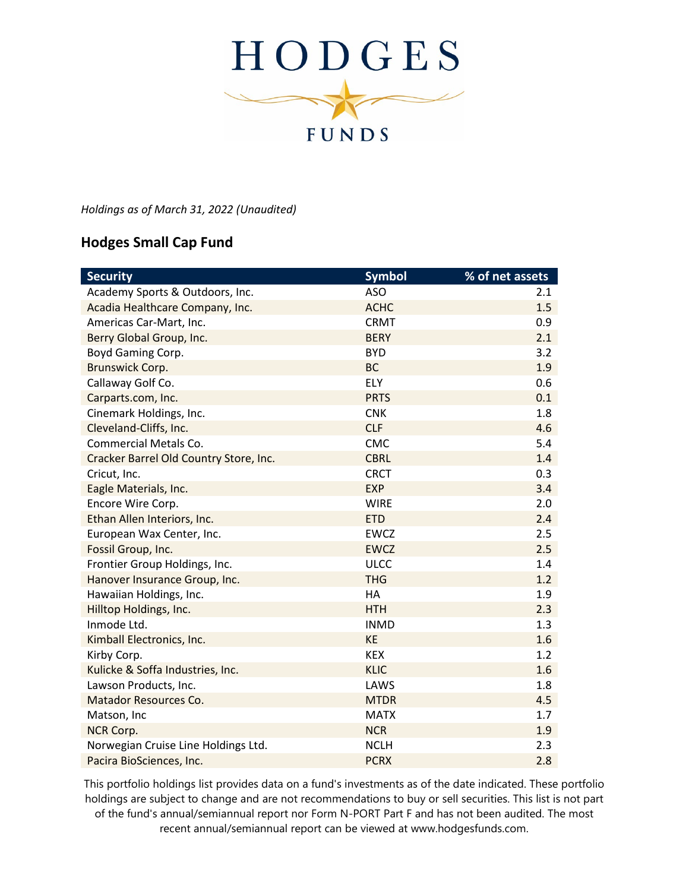# HODGES FUNDS

*Holdings as of March 31, 2022 (Unaudited)*

## Hodges Small Cap Fund

| Security | Symbol | % of net assets |
|---|---|---|
| Academy Sports & Outdoors, Inc. | ASO | 2.1 |
| Acadia Healthcare Company, Inc. | ACHC | 1.5 |
| Americas Car-Mart, Inc. | CRMT | 0.9 |
| Berry Global Group, Inc. | BERY | 2.1 |
| Boyd Gaming Corp. | BYD | 3.2 |
| Brunswick Corp. | BC | 1.9 |
| Callaway Golf Co. | ELY | 0.6 |
| Carparts.com, Inc. | PRTS | 0.1 |
| Cinemark Holdings, Inc. | CNK | 1.8 |
| Cleveland-Cliffs, Inc. | CLF | 4.6 |
| Commercial Metals Co. | CMC | 5.4 |
| Cracker Barrel Old Country Store, Inc. | CBRL | 1.4 |
| Cricut, Inc. | CRCT | 0.3 |
| Eagle Materials, Inc. | EXP | 3.4 |
| Encore Wire Corp. | WIRE | 2.0 |
| Ethan Allen Interiors, Inc. | ETD | 2.4 |
| European Wax Center, Inc. | EWCZ | 2.5 |
| Fossil Group, Inc. | EWCZ | 2.5 |
| Frontier Group Holdings, Inc. | ULCC | 1.4 |
| Hanover Insurance Group, Inc. | THG | 1.2 |
| Hawaiian Holdings, Inc. | HA | 1.9 |
| Hilltop Holdings, Inc. | HTH | 2.3 |
| Inmode Ltd. | INMD | 1.3 |
| Kimball Electronics, Inc. | KE | 1.6 |
| Kirby Corp. | KEX | 1.2 |
| Kulicke & Soffa Industries, Inc. | KLIC | 1.6 |
| Lawson Products, Inc. | LAWS | 1.8 |
| Matador Resources Co. | MTDR | 4.5 |
| Matson, Inc | MATX | 1.7 |
| NCR Corp. | NCR | 1.9 |
| Norwegian Cruise Line Holdings Ltd. | NCLH | 2.3 |
| Pacira BioSciences, Inc. | PCRX | 2.8 |

This portfolio holdings list provides data on a fund's investments as of the date indicated. These portfolio holdings are subject to change and are not recommendations to buy or sell securities. This list is not part of the fund's annual/semiannual report nor Form N-PORT Part F and has not been audited. The most recent annual/semiannual report can be viewed at www.hodgesfunds.com.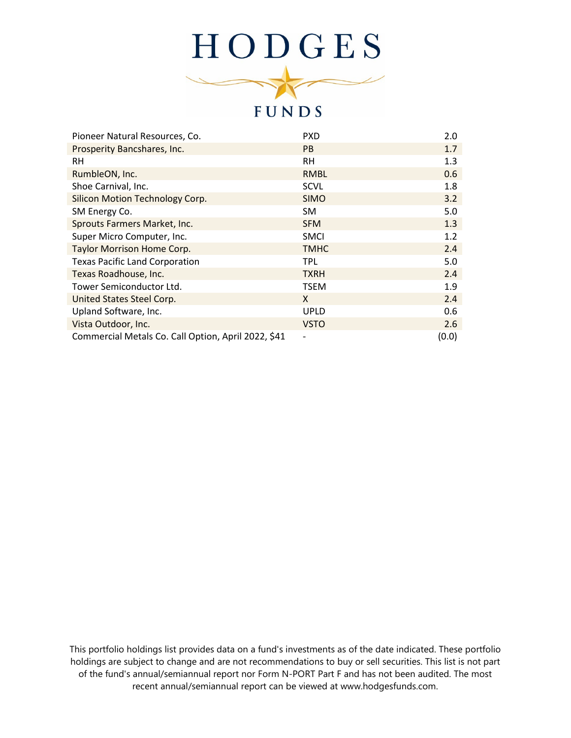HODGES FUNDS

| | | |
|---|---|---|
| Pioneer Natural Resources, Co. | PXD | 2.0 |
| Prosperity Bancshares, Inc. | PB | 1.7 |
| RH | RH | 1.3 |
| RumbleON, Inc. | RMBL | 0.6 |
| Shoe Carnival, Inc. | SCVL | 1.8 |
| Silicon Motion Technology Corp. | SIMO | 3.2 |
| SM Energy Co. | SM | 5.0 |
| Sprouts Farmers Market, Inc. | SFM | 1.3 |
| Super Micro Computer, Inc. | SMCI | 1.2 |
| Taylor Morrison Home Corp. | TMHC | 2.4 |
| Texas Pacific Land Corporation | TPL | 5.0 |
| Texas Roadhouse, Inc. | TXRH | 2.4 |
| Tower Semiconductor Ltd. | TSEM | 1.9 |
| United States Steel Corp. | X | 2.4 |
| Upland Software, Inc. | UPLD | 0.6 |
| Vista Outdoor, Inc. | VSTO | 2.6 |
| Commercial Metals Co. Call Option, April 2022, $41 | - | (0.0) |

This portfolio holdings list provides data on a fund's investments as of the date indicated. These portfolio holdings are subject to change and are not recommendations to buy or sell securities. This list is not part of the fund's annual/semiannual report nor Form N-PORT Part F and has not been audited. The most recent annual/semiannual report can be viewed at www.hodgesfunds.com.